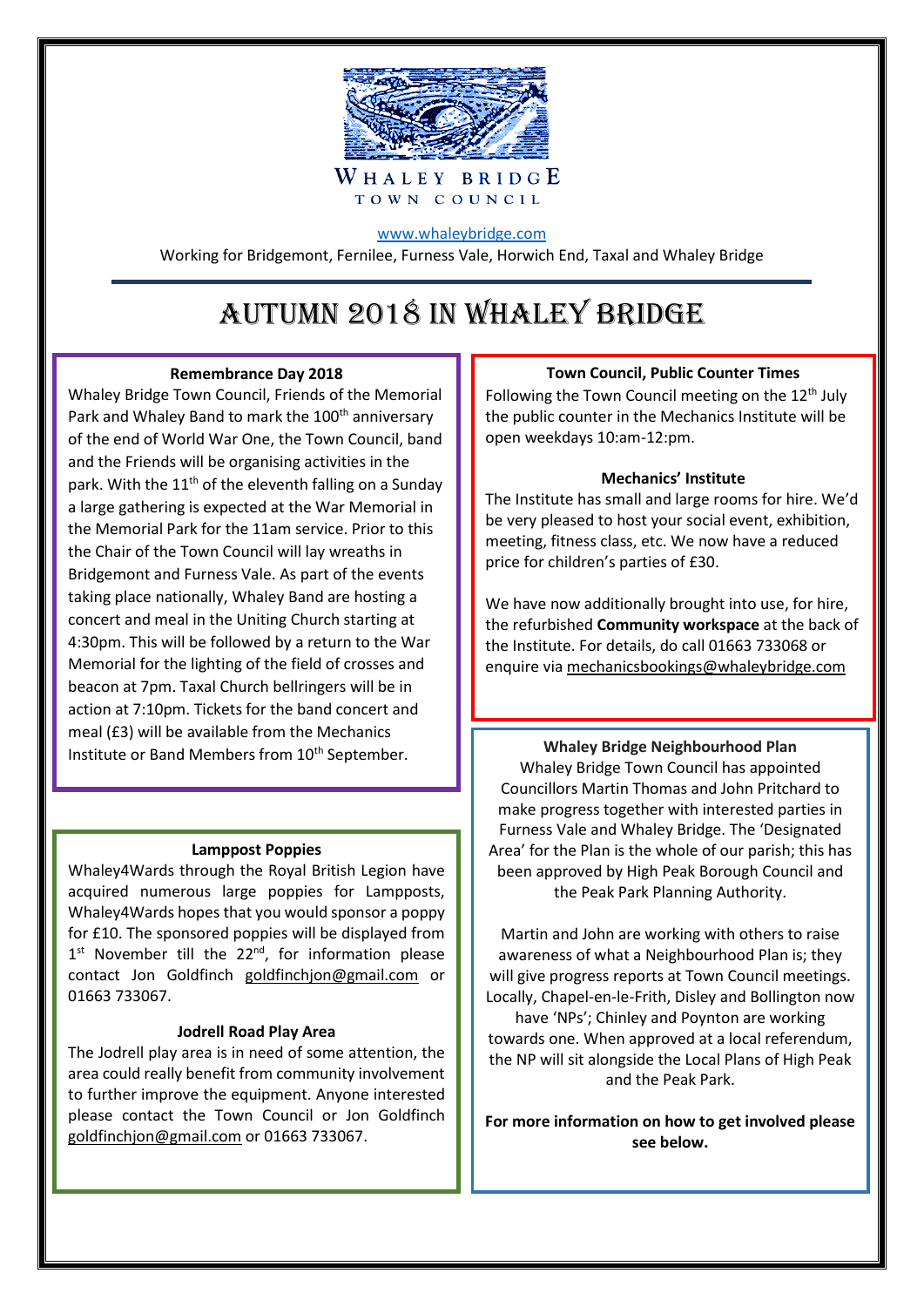WHALEY BRIDGE
TOWN COUNCIL

www.whaleybridge.com

Working for Bridgemont, Fernilee, Furness Vale, Horwich End, Taxal and Whaley Bridge

# AUTUMN 2018 IN WHALEY BRIDGE

### Remembrance Day 2018

Whaley Bridge Town Council, Friends of the Memorial Park and Whaley Band to mark the 100th anniversary of the end of World War One, the Town Council, band and the Friends will be organising activities in the park. With the 11th of the eleventh falling on a Sunday a large gathering is expected at the War Memorial in the Memorial Park for the 11am service. Prior to this the Chair of the Town Council will lay wreaths in Bridgemont and Furness Vale. As part of the events taking place nationally, Whaley Band are hosting a concert and meal in the Uniting Church starting at 4:30pm. This will be followed by a return to the War Memorial for the lighting of the field of crosses and beacon at 7pm. Taxal Church bellringers will be in action at 7:10pm. Tickets for the band concert and meal (£3) will be available from the Mechanics Institute or Band Members from 10th September.

### Lamppost Poppies

Whaley4Wards through the Royal British Legion have acquired numerous large poppies for Lampposts, Whaley4Wards hopes that you would sponsor a poppy for £10. The sponsored poppies will be displayed from 1st November till the 22nd, for information please contact Jon Goldfinch goldfinchjon@gmail.com or 01663 733067.

### Jodrell Road Play Area

The Jodrell play area is in need of some attention, the area could really benefit from community involvement to further improve the equipment. Anyone interested please contact the Town Council or Jon Goldfinch goldfinchjon@gmail.com or 01663 733067.

### Town Council, Public Counter Times

Following the Town Council meeting on the 12th July the public counter in the Mechanics Institute will be open weekdays 10:am-12:pm.

### Mechanics' Institute

The Institute has small and large rooms for hire. We'd be very pleased to host your social event, exhibition, meeting, fitness class, etc. We now have a reduced price for children's parties of £30.

We have now additionally brought into use, for hire, the refurbished **Community workspace** at the back of the Institute. For details, do call 01663 733068 or enquire via mechanicsbookings@whaleybridge.com

### Whaley Bridge Neighbourhood Plan

Whaley Bridge Town Council has appointed Councillors Martin Thomas and John Pritchard to make progress together with interested parties in Furness Vale and Whaley Bridge. The 'Designated Area' for the Plan is the whole of our parish; this has been approved by High Peak Borough Council and the Peak Park Planning Authority.

Martin and John are working with others to raise awareness of what a Neighbourhood Plan is; they will give progress reports at Town Council meetings. Locally, Chapel-en-le-Frith, Disley and Bollington now have 'NPs'; Chinley and Poynton are working towards one. When approved at a local referendum, the NP will sit alongside the Local Plans of High Peak and the Peak Park.

**For more information on how to get involved please see below.**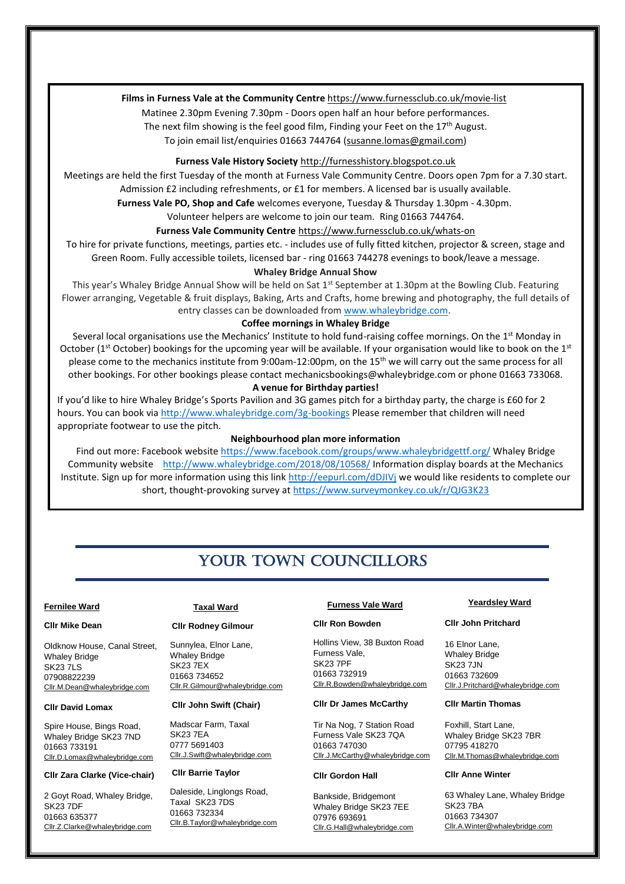**Films in Furness Vale at the Community Centre** https://www.furnessclub.co.uk/movie-list

Matinee 2.30pm Evening 7.30pm - Doors open half an hour before performances.

The next film showing is the feel good film, Finding your Feet on the 17th August.

To join email list/enquiries 01663 744764 (susanne.lomas@gmail.com)

**Furness Vale History Society** http://furnesshistory.blogspot.co.uk

Meetings are held the first Tuesday of the month at Furness Vale Community Centre. Doors open 7pm for a 7.30 start. Admission £2 including refreshments, or £1 for members. A licensed bar is usually available.

**Furness Vale PO, Shop and Cafe** welcomes everyone, Tuesday & Thursday 1.30pm - 4.30pm.

Volunteer helpers are welcome to join our team. Ring 01663 744764.

**Furness Vale Community Centre** https://www.furnessclub.co.uk/whats-on

To hire for private functions, meetings, parties etc. - includes use of fully fitted kitchen, projector & screen, stage and Green Room. Fully accessible toilets, licensed bar - ring 01663 744278 evenings to book/leave a message.

**Whaley Bridge Annual Show**

This year's Whaley Bridge Annual Show will be held on Sat 1st September at 1.30pm at the Bowling Club. Featuring Flower arranging, Vegetable & fruit displays, Baking, Arts and Crafts, home brewing and photography, the full details of entry classes can be downloaded from www.whaleybridge.com.

**Coffee mornings in Whaley Bridge**

Several local organisations use the Mechanics' Institute to hold fund-raising coffee mornings. On the 1st Monday in October (1st October) bookings for the upcoming year will be available. If your organisation would like to book on the 1st please come to the mechanics institute from 9:00am-12:00pm, on the 15th we will carry out the same process for all other bookings. For other bookings please contact mechanicsbookings@whaleybridge.com or phone 01663 733068.

**A venue for Birthday parties!**

If you'd like to hire Whaley Bridge's Sports Pavilion and 3G games pitch for a birthday party, the charge is £60 for 2 hours. You can book via http://www.whaleybridge.com/3g-bookings Please remember that children will need appropriate footwear to use the pitch.

**Neighbourhood plan more information**

Find out more: Facebook website https://www.facebook.com/groups/www.whaleybridgettf.org/ Whaley Bridge Community website http://www.whaleybridge.com/2018/08/10568/ Information display boards at the Mechanics Institute. Sign up for more information using this link http://eepurl.com/dDJIVj we would like residents to complete our short, thought-provoking survey at https://www.surveymonkey.co.uk/r/QJG3K23

# YOUR TOWN COUNCILLORS

### Fernilee Ward

**Cllr Mike Dean**

Oldknow House, Canal Street, Whaley Bridge
SK23 7LS
07908822239
Cllr.M.Dean@whaleybridge.com

**Cllr David Lomax**

Spire House, Bings Road, Whaley Bridge SK23 7ND
01663 733191
Cllr.D.Lomax@whaleybridge.com

**Cllr Zara Clarke (Vice-chair)**

2 Goyt Road, Whaley Bridge, SK23 7DF
01663 635377
Cllr.Z.Clarke@whaleybridge.com

### Taxal Ward

**Cllr Rodney Gilmour**

Sunnylea, Elnor Lane, Whaley Bridge
SK23 7EX
01663 734652
Cllr.R.Gilmour@whaleybridge.com

**Cllr John Swift (Chair)**

Madscar Farm, Taxal
SK23 7EA
0777 5691403
Cllr.J.Swift@whaleybridge.com

**Cllr Barrie Taylor**

Daleside, Linglongs Road, Taxal SK23 7DS
01663 732334
Cllr.B.Taylor@whaleybridge.com

### Furness Vale Ward

**Cllr Ron Bowden**

Hollins View, 38 Buxton Road
Furness Vale,
SK23 7PF
01663 732919
Cllr.R.Bowden@whaleybridge.com

**Cllr Dr James McCarthy**

Tir Na Nog, 7 Station Road
Furness Vale SK23 7QA
01663 747030
Cllr.J.McCarthy@whaleybridge.com

**Cllr Gordon Hall**

Bankside, Bridgemont
Whaley Bridge SK23 7EE
07976 693691
Cllr.G.Hall@whaleybridge.com

### Yeardsley Ward

**Cllr John Pritchard**

16 Elnor Lane,
Whaley Bridge
SK23 7JN
01663 732609
Cllr.J.Pritchard@whaleybridge.com

**Cllr Martin Thomas**

Foxhill, Start Lane,
Whaley Bridge SK23 7BR
07795 418270
Cllr.M.Thomas@whaleybridge.com

**Cllr Anne Winter**

63 Whaley Lane, Whaley Bridge
SK23 7BA
01663 734307
Cllr.A.Winter@whaleybridge.com